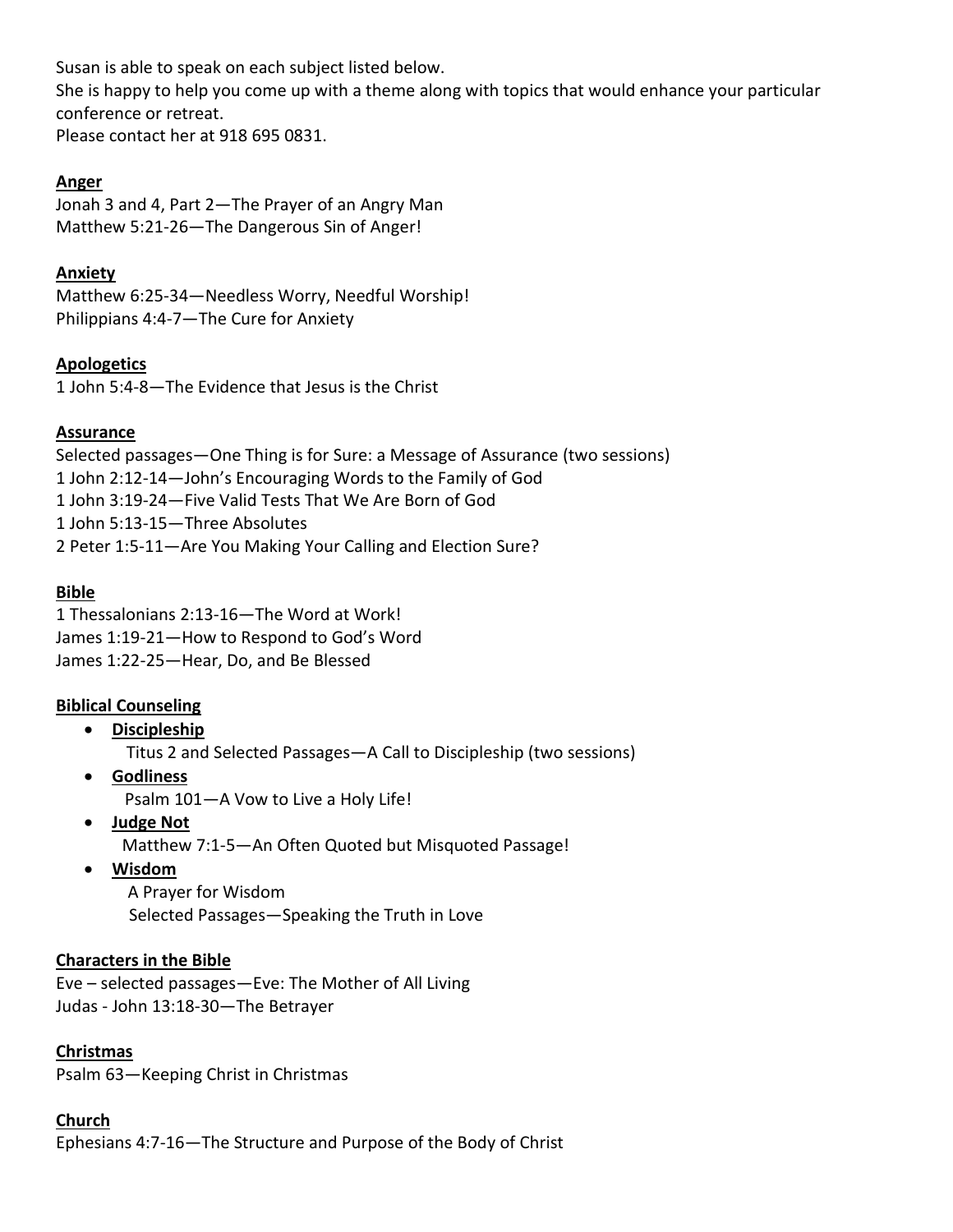Susan is able to speak on each subject listed below.
She is happy to help you come up with a theme along with topics that would enhance your particular conference or retreat.
Please contact her at 918 695 0831.

**Anger**
Jonah 3 and 4, Part 2—The Prayer of an Angry Man
Matthew 5:21-26—The Dangerous Sin of Anger!

**Anxiety**
Matthew 6:25-34—Needless Worry, Needful Worship!
Philippians 4:4-7—The Cure for Anxiety

**Apologetics**
1 John 5:4-8—The Evidence that Jesus is the Christ

**Assurance**
Selected passages—One Thing is for Sure: a Message of Assurance (two sessions)
1 John 2:12-14—John's Encouraging Words to the Family of God
1 John 3:19-24—Five Valid Tests That We Are Born of God
1 John 5:13-15—Three Absolutes
2 Peter 1:5-11—Are You Making Your Calling and Election Sure?

**Bible**
1 Thessalonians 2:13-16—The Word at Work!
James 1:19-21—How to Respond to God's Word
James 1:22-25—Hear, Do, and Be Blessed

**Biblical Counseling**

- **Discipleship**
  Titus 2 and Selected Passages—A Call to Discipleship (two sessions)
- **Godliness**
  Psalm 101—A Vow to Live a Holy Life!
- **Judge Not**
  Matthew 7:1-5—An Often Quoted but Misquoted Passage!
- **Wisdom**
  A Prayer for Wisdom
  Selected Passages—Speaking the Truth in Love

**Characters in the Bible**
Eve – selected passages—Eve: The Mother of All Living
Judas - John 13:18-30—The Betrayer

**Christmas**
Psalm 63—Keeping Christ in Christmas

**Church**
Ephesians 4:7-16—The Structure and Purpose of the Body of Christ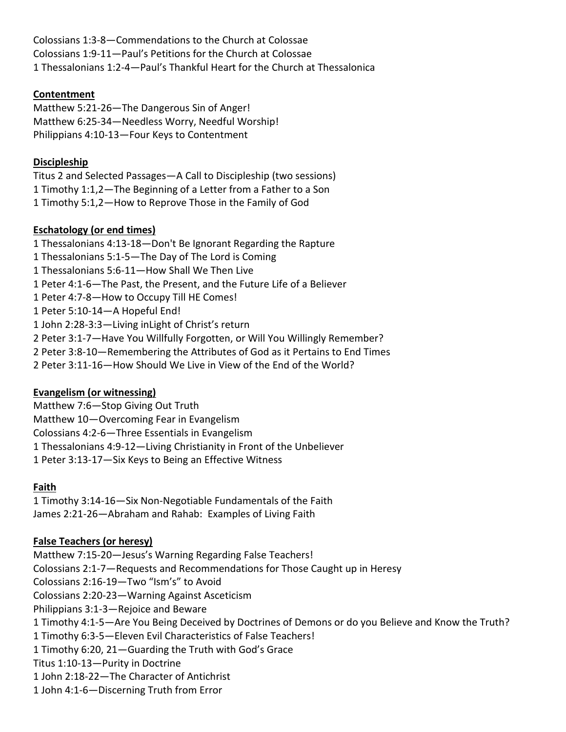Colossians 1:3-8—Commendations to the Church at Colossae
Colossians 1:9-11—Paul's Petitions for the Church at Colossae
1 Thessalonians 1:2-4—Paul's Thankful Heart for the Church at Thessalonica

**Contentment**

Matthew 5:21-26—The Dangerous Sin of Anger!
Matthew 6:25-34—Needless Worry, Needful Worship!
Philippians 4:10-13—Four Keys to Contentment

**Discipleship**

Titus 2 and Selected Passages—A Call to Discipleship (two sessions)
1 Timothy 1:1,2—The Beginning of a Letter from a Father to a Son
1 Timothy 5:1,2—How to Reprove Those in the Family of God

**Eschatology (or end times)**

1 Thessalonians 4:13-18—Don't Be Ignorant Regarding the Rapture
1 Thessalonians 5:1-5—The Day of The Lord is Coming
1 Thessalonians 5:6-11—How Shall We Then Live
1 Peter 4:1-6—The Past, the Present, and the Future Life of a Believer
1 Peter 4:7-8—How to Occupy Till HE Comes!
1 Peter 5:10-14—A Hopeful End!
1 John 2:28-3:3—Living inLight of Christ's return
2 Peter 3:1-7—Have You Willfully Forgotten, or Will You Willingly Remember?
2 Peter 3:8-10—Remembering the Attributes of God as it Pertains to End Times
2 Peter 3:11-16—How Should We Live in View of the End of the World?

**Evangelism (or witnessing)**

Matthew 7:6—Stop Giving Out Truth
Matthew 10—Overcoming Fear in Evangelism
Colossians 4:2-6—Three Essentials in Evangelism
1 Thessalonians 4:9-12—Living Christianity in Front of the Unbeliever
1 Peter 3:13-17—Six Keys to Being an Effective Witness

**Faith**

1 Timothy 3:14-16—Six Non-Negotiable Fundamentals of the Faith
James 2:21-26—Abraham and Rahab: Examples of Living Faith

**False Teachers (or heresy)**

Matthew 7:15-20—Jesus's Warning Regarding False Teachers!
Colossians 2:1-7—Requests and Recommendations for Those Caught up in Heresy
Colossians 2:16-19—Two "Ism's" to Avoid
Colossians 2:20-23—Warning Against Asceticism
Philippians 3:1-3—Rejoice and Beware
1 Timothy 4:1-5—Are You Being Deceived by Doctrines of Demons or do you Believe and Know the Truth?
1 Timothy 6:3-5—Eleven Evil Characteristics of False Teachers!
1 Timothy 6:20, 21—Guarding the Truth with God's Grace
Titus 1:10-13—Purity in Doctrine
1 John 2:18-22—The Character of Antichrist
1 John 4:1-6—Discerning Truth from Error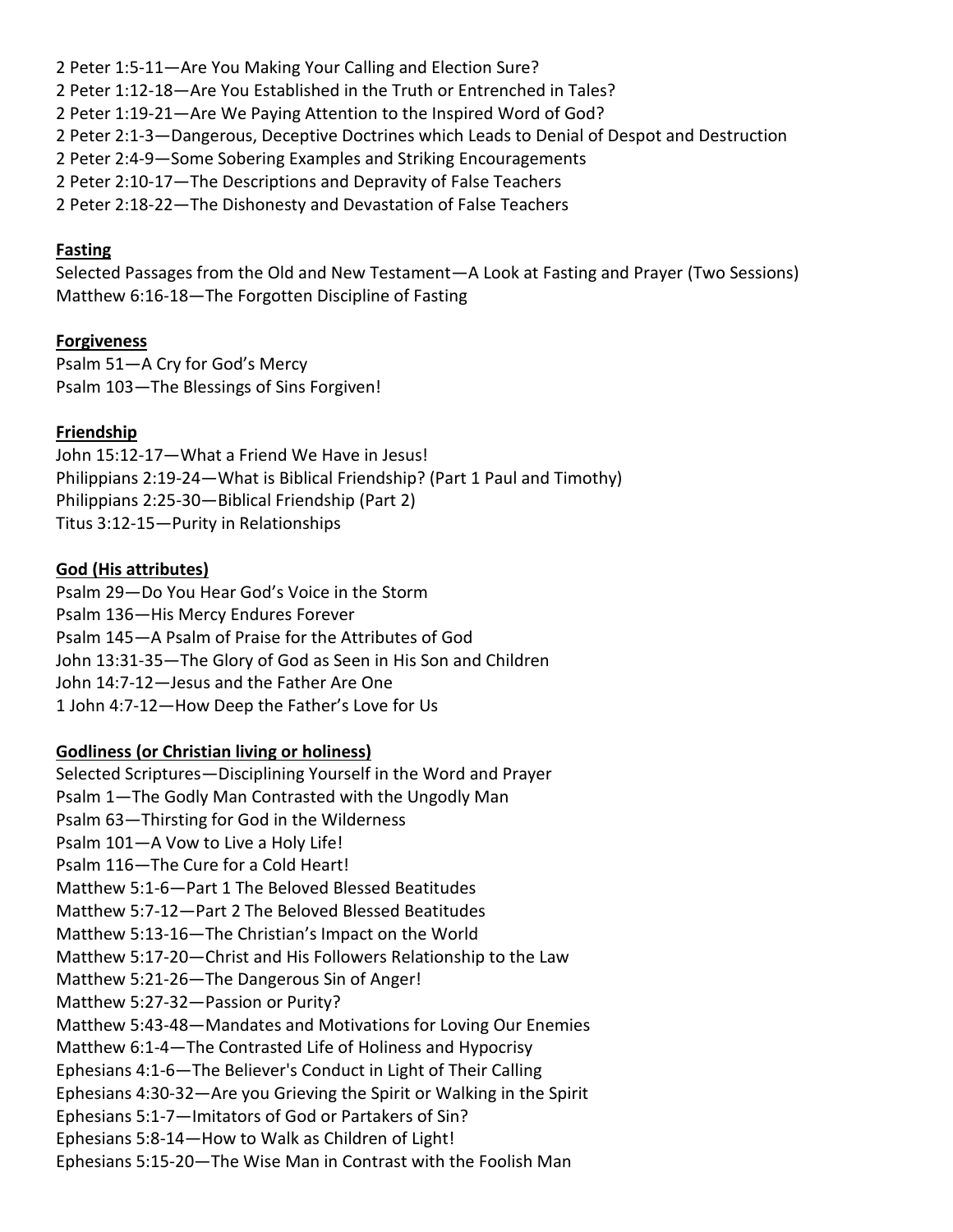2 Peter 1:5-11—Are You Making Your Calling and Election Sure?
2 Peter 1:12-18—Are You Established in the Truth or Entrenched in Tales?
2 Peter 1:19-21—Are We Paying Attention to the Inspired Word of God?
2 Peter 2:1-3—Dangerous, Deceptive Doctrines which Leads to Denial of Despot and Destruction
2 Peter 2:4-9—Some Sobering Examples and Striking Encouragements
2 Peter 2:10-17—The Descriptions and Depravity of False Teachers
2 Peter 2:18-22—The Dishonesty and Devastation of False Teachers

**Fasting**

Selected Passages from the Old and New Testament—A Look at Fasting and Prayer (Two Sessions)
Matthew 6:16-18—The Forgotten Discipline of Fasting

**Forgiveness**

Psalm 51—A Cry for God's Mercy
Psalm 103—The Blessings of Sins Forgiven!

**Friendship**

John 15:12-17—What a Friend We Have in Jesus!
Philippians 2:19-24—What is Biblical Friendship? (Part 1 Paul and Timothy)
Philippians 2:25-30—Biblical Friendship (Part 2)
Titus 3:12-15—Purity in Relationships

**God (His attributes)**

Psalm 29—Do You Hear God's Voice in the Storm
Psalm 136—His Mercy Endures Forever
Psalm 145—A Psalm of Praise for the Attributes of God
John 13:31-35—The Glory of God as Seen in His Son and Children
John 14:7-12—Jesus and the Father Are One
1 John 4:7-12—How Deep the Father's Love for Us

**Godliness (or Christian living or holiness)**

Selected Scriptures—Disciplining Yourself in the Word and Prayer
Psalm 1—The Godly Man Contrasted with the Ungodly Man
Psalm 63—Thirsting for God in the Wilderness
Psalm 101—A Vow to Live a Holy Life!
Psalm 116—The Cure for a Cold Heart!
Matthew 5:1-6—Part 1 The Beloved Blessed Beatitudes
Matthew 5:7-12—Part 2 The Beloved Blessed Beatitudes
Matthew 5:13-16—The Christian's Impact on the World
Matthew 5:17-20—Christ and His Followers Relationship to the Law
Matthew 5:21-26—The Dangerous Sin of Anger!
Matthew 5:27-32—Passion or Purity?
Matthew 5:43-48—Mandates and Motivations for Loving Our Enemies
Matthew 6:1-4—The Contrasted Life of Holiness and Hypocrisy
Ephesians 4:1-6—The Believer's Conduct in Light of Their Calling
Ephesians 4:30-32—Are you Grieving the Spirit or Walking in the Spirit
Ephesians 5:1-7—Imitators of God or Partakers of Sin?
Ephesians 5:8-14—How to Walk as Children of Light!
Ephesians 5:15-20—The Wise Man in Contrast with the Foolish Man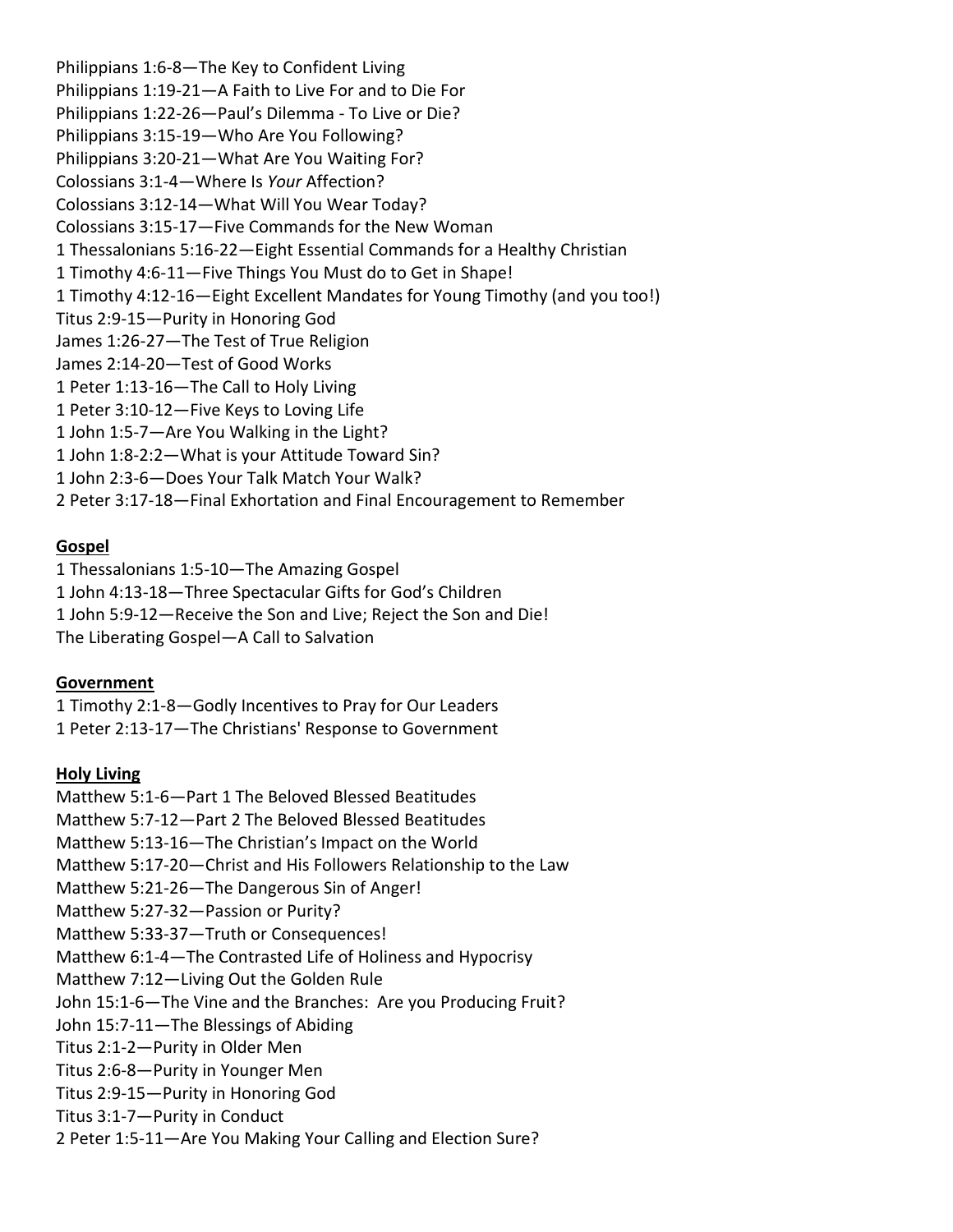Philippians 1:6-8—The Key to Confident Living
Philippians 1:19-21—A Faith to Live For and to Die For
Philippians 1:22-26—Paul's Dilemma - To Live or Die?
Philippians 3:15-19—Who Are You Following?
Philippians 3:20-21—What Are You Waiting For?
Colossians 3:1-4—Where Is *Your* Affection?
Colossians 3:12-14—What Will You Wear Today?
Colossians 3:15-17—Five Commands for the New Woman
1 Thessalonians 5:16-22—Eight Essential Commands for a Healthy Christian
1 Timothy 4:6-11—Five Things You Must do to Get in Shape!
1 Timothy 4:12-16—Eight Excellent Mandates for Young Timothy (and you too!)
Titus 2:9-15—Purity in Honoring God
James 1:26-27—The Test of True Religion
James 2:14-20—Test of Good Works
1 Peter 1:13-16—The Call to Holy Living
1 Peter 3:10-12—Five Keys to Loving Life
1 John 1:5-7—Are You Walking in the Light?
1 John 1:8-2:2—What is your Attitude Toward Sin?
1 John 2:3-6—Does Your Talk Match Your Walk?
2 Peter 3:17-18—Final Exhortation and Final Encouragement to Remember

**Gospel**

1 Thessalonians 1:5-10—The Amazing Gospel
1 John 4:13-18—Three Spectacular Gifts for God's Children
1 John 5:9-12—Receive the Son and Live; Reject the Son and Die!
The Liberating Gospel—A Call to Salvation

**Government**

1 Timothy 2:1-8—Godly Incentives to Pray for Our Leaders
1 Peter 2:13-17—The Christians' Response to Government

**Holy Living**

Matthew 5:1-6—Part 1 The Beloved Blessed Beatitudes
Matthew 5:7-12—Part 2 The Beloved Blessed Beatitudes
Matthew 5:13-16—The Christian's Impact on the World
Matthew 5:17-20—Christ and His Followers Relationship to the Law
Matthew 5:21-26—The Dangerous Sin of Anger!
Matthew 5:27-32—Passion or Purity?
Matthew 5:33-37—Truth or Consequences!
Matthew 6:1-4—The Contrasted Life of Holiness and Hypocrisy
Matthew 7:12—Living Out the Golden Rule
John 15:1-6—The Vine and the Branches: Are you Producing Fruit?
John 15:7-11—The Blessings of Abiding
Titus 2:1-2—Purity in Older Men
Titus 2:6-8—Purity in Younger Men
Titus 2:9-15—Purity in Honoring God
Titus 3:1-7—Purity in Conduct
2 Peter 1:5-11—Are You Making Your Calling and Election Sure?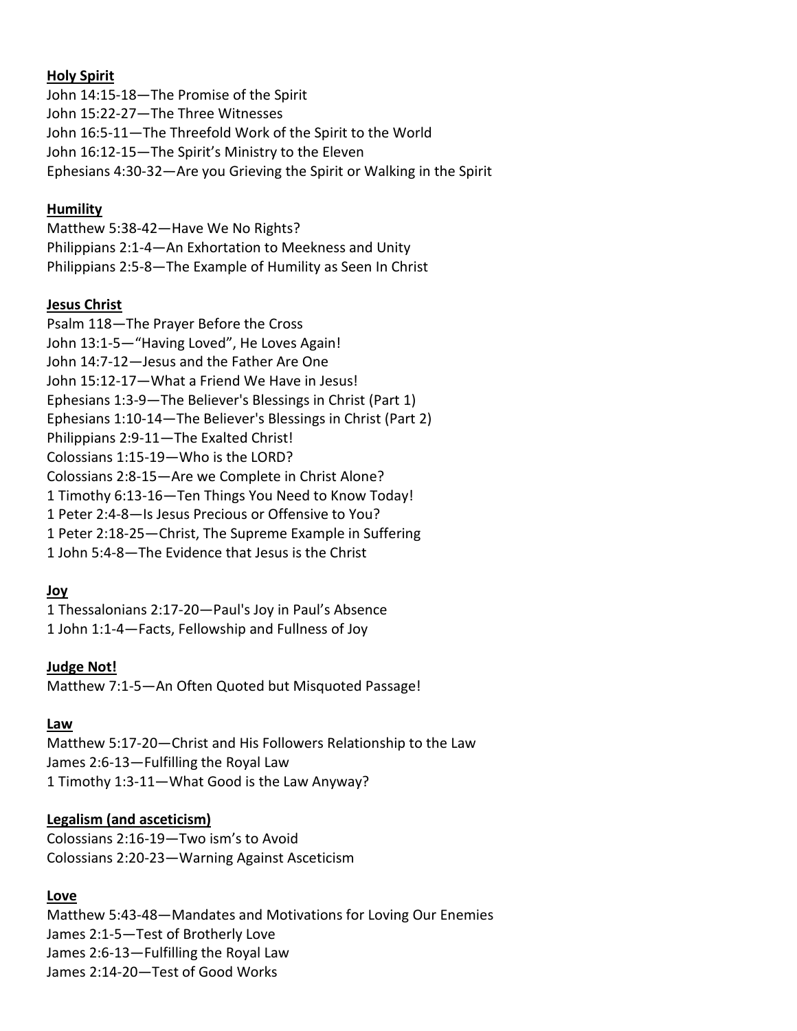**Holy Spirit**

John 14:15-18—The Promise of the Spirit
John 15:22-27—The Three Witnesses
John 16:5-11—The Threefold Work of the Spirit to the World
John 16:12-15—The Spirit's Ministry to the Eleven
Ephesians 4:30-32—Are you Grieving the Spirit or Walking in the Spirit

**Humility**

Matthew 5:38-42—Have We No Rights?
Philippians 2:1-4—An Exhortation to Meekness and Unity
Philippians 2:5-8—The Example of Humility as Seen In Christ

**Jesus Christ**

Psalm 118—The Prayer Before the Cross
John 13:1-5—"Having Loved", He Loves Again!
John 14:7-12—Jesus and the Father Are One
John 15:12-17—What a Friend We Have in Jesus!
Ephesians 1:3-9—The Believer's Blessings in Christ (Part 1)
Ephesians 1:10-14—The Believer's Blessings in Christ (Part 2)
Philippians 2:9-11—The Exalted Christ!
Colossians 1:15-19—Who is the LORD?
Colossians 2:8-15—Are we Complete in Christ Alone?
1 Timothy 6:13-16—Ten Things You Need to Know Today!
1 Peter 2:4-8—Is Jesus Precious or Offensive to You?
1 Peter 2:18-25—Christ, The Supreme Example in Suffering
1 John 5:4-8—The Evidence that Jesus is the Christ

**Joy**

1 Thessalonians 2:17-20—Paul's Joy in Paul's Absence
1 John 1:1-4—Facts, Fellowship and Fullness of Joy

**Judge Not!**

Matthew 7:1-5—An Often Quoted but Misquoted Passage!

**Law**

Matthew 5:17-20—Christ and His Followers Relationship to the Law
James 2:6-13—Fulfilling the Royal Law
1 Timothy 1:3-11—What Good is the Law Anyway?

**Legalism (and asceticism)**

Colossians 2:16-19—Two ism's to Avoid
Colossians 2:20-23—Warning Against Asceticism

**Love**

Matthew 5:43-48—Mandates and Motivations for Loving Our Enemies
James 2:1-5—Test of Brotherly Love
James 2:6-13—Fulfilling the Royal Law
James 2:14-20—Test of Good Works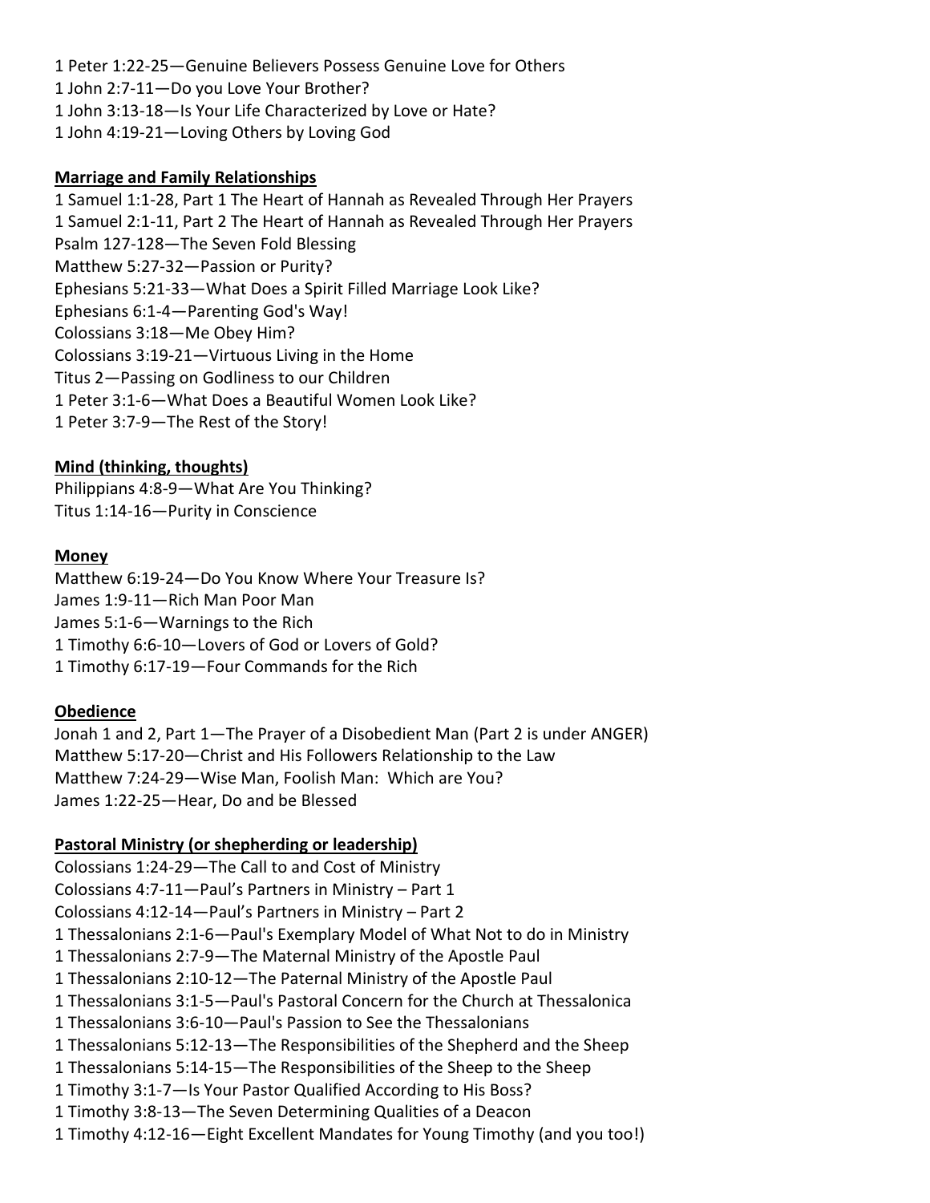1 Peter 1:22-25—Genuine Believers Possess Genuine Love for Others
1 John 2:7-11—Do you Love Your Brother?
1 John 3:13-18—Is Your Life Characterized by Love or Hate?
1 John 4:19-21—Loving Others by Loving God

**Marriage and Family Relationships**

1 Samuel 1:1-28, Part 1 The Heart of Hannah as Revealed Through Her Prayers
1 Samuel 2:1-11, Part 2 The Heart of Hannah as Revealed Through Her Prayers
Psalm 127-128—The Seven Fold Blessing
Matthew 5:27-32—Passion or Purity?
Ephesians 5:21-33—What Does a Spirit Filled Marriage Look Like?
Ephesians 6:1-4—Parenting God's Way!
Colossians 3:18—Me Obey Him?
Colossians 3:19-21—Virtuous Living in the Home
Titus 2—Passing on Godliness to our Children
1 Peter 3:1-6—What Does a Beautiful Women Look Like?
1 Peter 3:7-9—The Rest of the Story!

**Mind (thinking, thoughts)**

Philippians 4:8-9—What Are You Thinking?
Titus 1:14-16—Purity in Conscience

**Money**

Matthew 6:19-24—Do You Know Where Your Treasure Is?
James 1:9-11—Rich Man Poor Man
James 5:1-6—Warnings to the Rich
1 Timothy 6:6-10—Lovers of God or Lovers of Gold?
1 Timothy 6:17-19—Four Commands for the Rich

**Obedience**

Jonah 1 and 2, Part 1—The Prayer of a Disobedient Man (Part 2 is under ANGER)
Matthew 5:17-20—Christ and His Followers Relationship to the Law
Matthew 7:24-29—Wise Man, Foolish Man: Which are You?
James 1:22-25—Hear, Do and be Blessed

**Pastoral Ministry (or shepherding or leadership)**

Colossians 1:24-29—The Call to and Cost of Ministry
Colossians 4:7-11—Paul's Partners in Ministry – Part 1
Colossians 4:12-14—Paul's Partners in Ministry – Part 2
1 Thessalonians 2:1-6—Paul's Exemplary Model of What Not to do in Ministry
1 Thessalonians 2:7-9—The Maternal Ministry of the Apostle Paul
1 Thessalonians 2:10-12—The Paternal Ministry of the Apostle Paul
1 Thessalonians 3:1-5—Paul's Pastoral Concern for the Church at Thessalonica
1 Thessalonians 3:6-10—Paul's Passion to See the Thessalonians
1 Thessalonians 5:12-13—The Responsibilities of the Shepherd and the Sheep
1 Thessalonians 5:14-15—The Responsibilities of the Sheep to the Sheep
1 Timothy 3:1-7—Is Your Pastor Qualified According to His Boss?
1 Timothy 3:8-13—The Seven Determining Qualities of a Deacon
1 Timothy 4:12-16—Eight Excellent Mandates for Young Timothy (and you too!)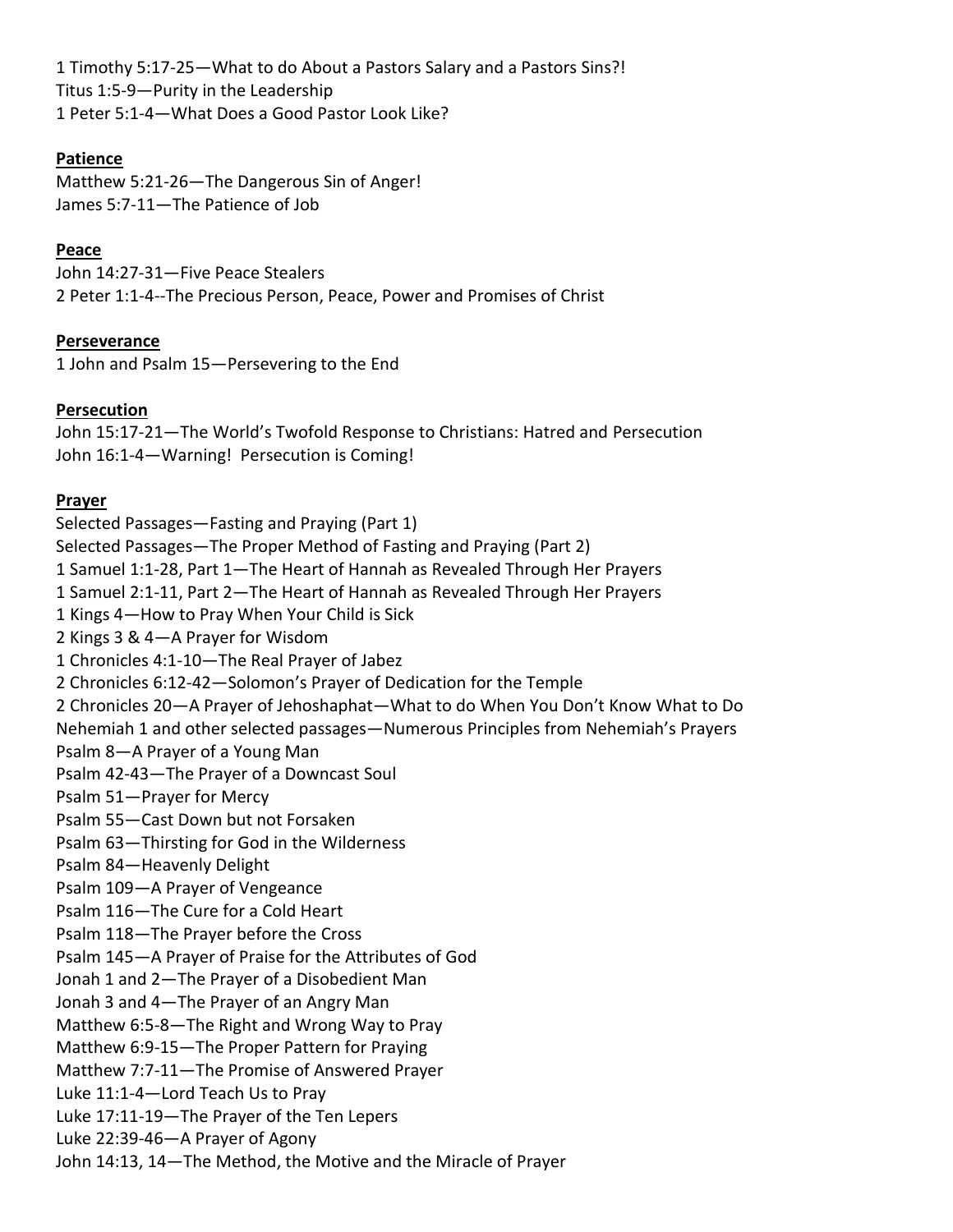1 Timothy 5:17-25—What to do About a Pastors Salary and a Pastors Sins?!
Titus 1:5-9—Purity in the Leadership
1 Peter 5:1-4—What Does a Good Pastor Look Like?

**Patience**

Matthew 5:21-26—The Dangerous Sin of Anger!
James 5:7-11—The Patience of Job

**Peace**

John 14:27-31—Five Peace Stealers
2 Peter 1:1-4--The Precious Person, Peace, Power and Promises of Christ

**Perseverance**

1 John and Psalm 15—Persevering to the End

**Persecution**

John 15:17-21—The World's Twofold Response to Christians: Hatred and Persecution
John 16:1-4—Warning! Persecution is Coming!

**Prayer**

Selected Passages—Fasting and Praying (Part 1)
Selected Passages—The Proper Method of Fasting and Praying (Part 2)
1 Samuel 1:1-28, Part 1—The Heart of Hannah as Revealed Through Her Prayers
1 Samuel 2:1-11, Part 2—The Heart of Hannah as Revealed Through Her Prayers
1 Kings 4—How to Pray When Your Child is Sick
2 Kings 3 & 4—A Prayer for Wisdom
1 Chronicles 4:1-10—The Real Prayer of Jabez
2 Chronicles 6:12-42—Solomon's Prayer of Dedication for the Temple
2 Chronicles 20—A Prayer of Jehoshaphat—What to do When You Don't Know What to Do
Nehemiah 1 and other selected passages—Numerous Principles from Nehemiah's Prayers
Psalm 8—A Prayer of a Young Man
Psalm 42-43—The Prayer of a Downcast Soul
Psalm 51—Prayer for Mercy
Psalm 55—Cast Down but not Forsaken
Psalm 63—Thirsting for God in the Wilderness
Psalm 84—Heavenly Delight
Psalm 109—A Prayer of Vengeance
Psalm 116—The Cure for a Cold Heart
Psalm 118—The Prayer before the Cross
Psalm 145—A Prayer of Praise for the Attributes of God
Jonah 1 and 2—The Prayer of a Disobedient Man
Jonah 3 and 4—The Prayer of an Angry Man
Matthew 6:5-8—The Right and Wrong Way to Pray
Matthew 6:9-15—The Proper Pattern for Praying
Matthew 7:7-11—The Promise of Answered Prayer
Luke 11:1-4—Lord Teach Us to Pray
Luke 17:11-19—The Prayer of the Ten Lepers
Luke 22:39-46—A Prayer of Agony
John 14:13, 14—The Method, the Motive and the Miracle of Prayer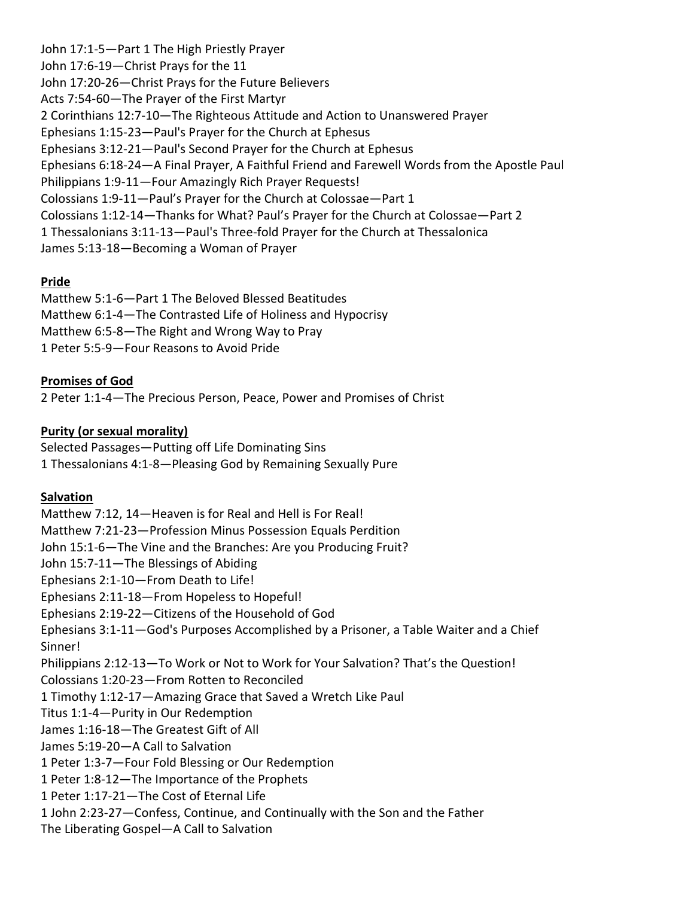John 17:1-5—Part 1 The High Priestly Prayer
John 17:6-19—Christ Prays for the 11
John 17:20-26—Christ Prays for the Future Believers
Acts 7:54-60—The Prayer of the First Martyr
2 Corinthians 12:7-10—The Righteous Attitude and Action to Unanswered Prayer
Ephesians 1:15-23—Paul's Prayer for the Church at Ephesus
Ephesians 3:12-21—Paul's Second Prayer for the Church at Ephesus
Ephesians 6:18-24—A Final Prayer, A Faithful Friend and Farewell Words from the Apostle Paul
Philippians 1:9-11—Four Amazingly Rich Prayer Requests!
Colossians 1:9-11—Paul's Prayer for the Church at Colossae—Part 1
Colossians 1:12-14—Thanks for What? Paul's Prayer for the Church at Colossae—Part 2
1 Thessalonians 3:11-13—Paul's Three-fold Prayer for the Church at Thessalonica
James 5:13-18—Becoming a Woman of Prayer

**Pride**

Matthew 5:1-6—Part 1 The Beloved Blessed Beatitudes
Matthew 6:1-4—The Contrasted Life of Holiness and Hypocrisy
Matthew 6:5-8—The Right and Wrong Way to Pray
1 Peter 5:5-9—Four Reasons to Avoid Pride

**Promises of God**

2 Peter 1:1-4—The Precious Person, Peace, Power and Promises of Christ

**Purity (or sexual morality)**

Selected Passages—Putting off Life Dominating Sins
1 Thessalonians 4:1-8—Pleasing God by Remaining Sexually Pure

**Salvation**

Matthew 7:12, 14—Heaven is for Real and Hell is For Real!
Matthew 7:21-23—Profession Minus Possession Equals Perdition
John 15:1-6—The Vine and the Branches: Are you Producing Fruit?
John 15:7-11—The Blessings of Abiding
Ephesians 2:1-10—From Death to Life!
Ephesians 2:11-18—From Hopeless to Hopeful!
Ephesians 2:19-22—Citizens of the Household of God
Ephesians 3:1-11—God's Purposes Accomplished by a Prisoner, a Table Waiter and a Chief Sinner!
Philippians 2:12-13—To Work or Not to Work for Your Salvation? That's the Question!
Colossians 1:20-23—From Rotten to Reconciled
1 Timothy 1:12-17—Amazing Grace that Saved a Wretch Like Paul
Titus 1:1-4—Purity in Our Redemption
James 1:16-18—The Greatest Gift of All
James 5:19-20—A Call to Salvation
1 Peter 1:3-7—Four Fold Blessing or Our Redemption
1 Peter 1:8-12—The Importance of the Prophets
1 Peter 1:17-21—The Cost of Eternal Life
1 John 2:23-27—Confess, Continue, and Continually with the Son and the Father
The Liberating Gospel—A Call to Salvation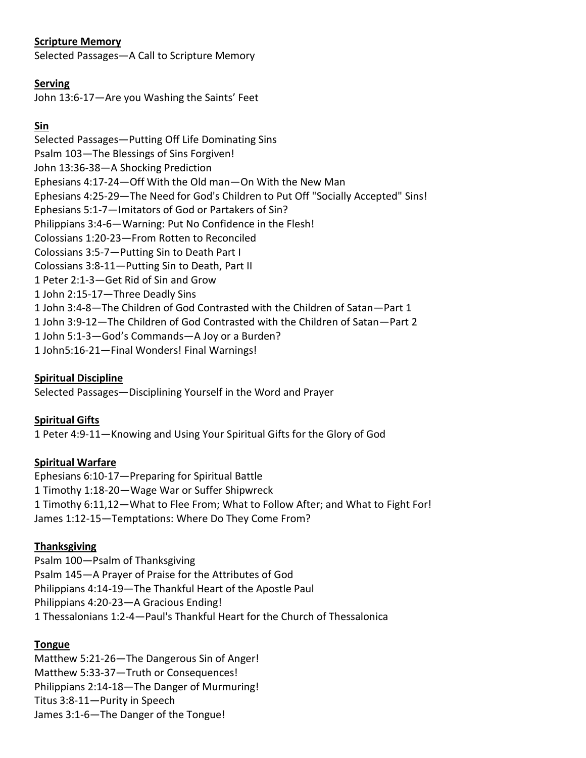**Scripture Memory**

Selected Passages—A Call to Scripture Memory

**Serving**

John 13:6-17—Are you Washing the Saints' Feet

**Sin**

Selected Passages—Putting Off Life Dominating Sins
Psalm 103—The Blessings of Sins Forgiven!
John 13:36-38—A Shocking Prediction
Ephesians 4:17-24—Off With the Old man—On With the New Man
Ephesians 4:25-29—The Need for God's Children to Put Off "Socially Accepted" Sins!
Ephesians 5:1-7—Imitators of God or Partakers of Sin?
Philippians 3:4-6—Warning: Put No Confidence in the Flesh!
Colossians 1:20-23—From Rotten to Reconciled
Colossians 3:5-7—Putting Sin to Death Part I
Colossians 3:8-11—Putting Sin to Death, Part II
1 Peter 2:1-3—Get Rid of Sin and Grow
1 John 2:15-17—Three Deadly Sins
1 John 3:4-8—The Children of God Contrasted with the Children of Satan—Part 1
1 John 3:9-12—The Children of God Contrasted with the Children of Satan—Part 2
1 John 5:1-3—God's Commands—A Joy or a Burden?
1 John5:16-21—Final Wonders! Final Warnings!

**Spiritual Discipline**

Selected Passages—Disciplining Yourself in the Word and Prayer

**Spiritual Gifts**

1 Peter 4:9-11—Knowing and Using Your Spiritual Gifts for the Glory of God

**Spiritual Warfare**

Ephesians 6:10-17—Preparing for Spiritual Battle
1 Timothy 1:18-20—Wage War or Suffer Shipwreck
1 Timothy 6:11,12—What to Flee From; What to Follow After; and What to Fight For!
James 1:12-15—Temptations: Where Do They Come From?

**Thanksgiving**

Psalm 100—Psalm of Thanksgiving
Psalm 145—A Prayer of Praise for the Attributes of God
Philippians 4:14-19—The Thankful Heart of the Apostle Paul
Philippians 4:20-23—A Gracious Ending!
1 Thessalonians 1:2-4—Paul's Thankful Heart for the Church of Thessalonica

**Tongue**

Matthew 5:21-26—The Dangerous Sin of Anger!
Matthew 5:33-37—Truth or Consequences!
Philippians 2:14-18—The Danger of Murmuring!
Titus 3:8-11—Purity in Speech
James 3:1-6—The Danger of the Tongue!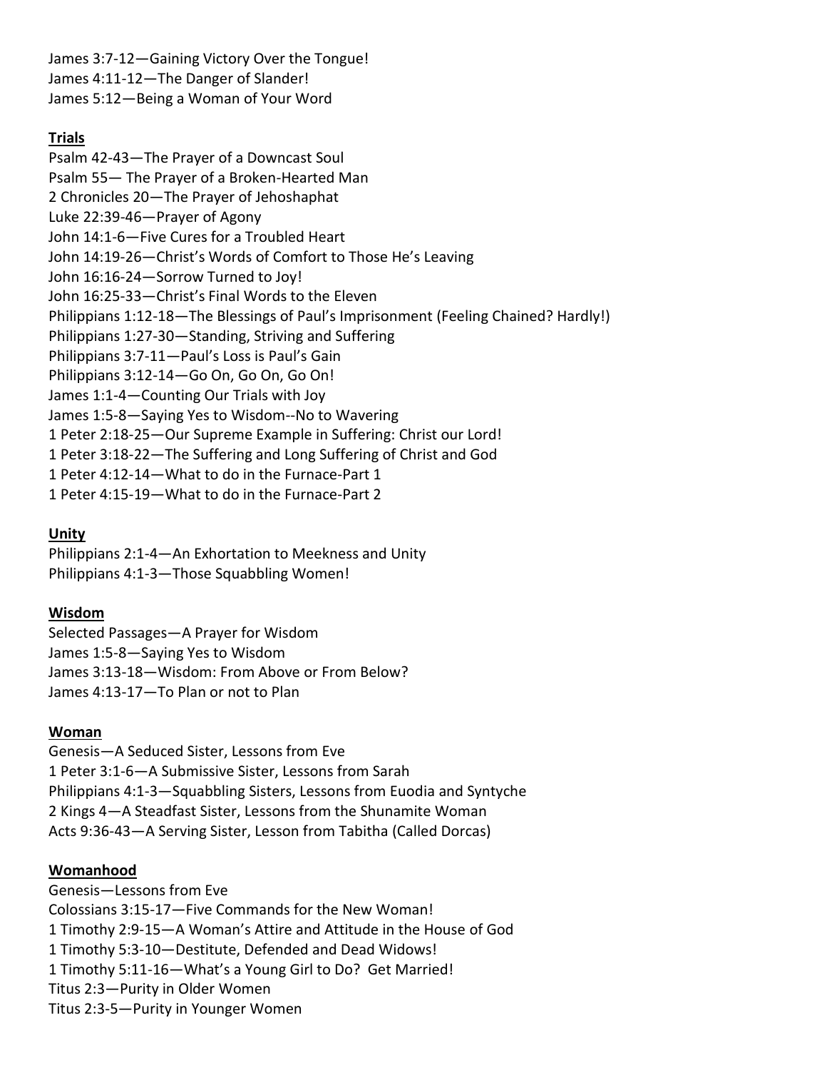James 3:7-12—Gaining Victory Over the Tongue!
James 4:11-12—The Danger of Slander!
James 5:12—Being a Woman of Your Word

**Trials**

Psalm 42-43—The Prayer of a Downcast Soul
Psalm 55— The Prayer of a Broken-Hearted Man
2 Chronicles 20—The Prayer of Jehoshaphat
Luke 22:39-46—Prayer of Agony
John 14:1-6—Five Cures for a Troubled Heart
John 14:19-26—Christ's Words of Comfort to Those He's Leaving
John 16:16-24—Sorrow Turned to Joy!
John 16:25-33—Christ's Final Words to the Eleven
Philippians 1:12-18—The Blessings of Paul's Imprisonment (Feeling Chained? Hardly!)
Philippians 1:27-30—Standing, Striving and Suffering
Philippians 3:7-11—Paul's Loss is Paul's Gain
Philippians 3:12-14—Go On, Go On, Go On!
James 1:1-4—Counting Our Trials with Joy
James 1:5-8—Saying Yes to Wisdom--No to Wavering
1 Peter 2:18-25—Our Supreme Example in Suffering: Christ our Lord!
1 Peter 3:18-22—The Suffering and Long Suffering of Christ and God
1 Peter 4:12-14—What to do in the Furnace-Part 1
1 Peter 4:15-19—What to do in the Furnace-Part 2

**Unity**

Philippians 2:1-4—An Exhortation to Meekness and Unity
Philippians 4:1-3—Those Squabbling Women!

**Wisdom**

Selected Passages—A Prayer for Wisdom
James 1:5-8—Saying Yes to Wisdom
James 3:13-18—Wisdom: From Above or From Below?
James 4:13-17—To Plan or not to Plan

**Woman**

Genesis—A Seduced Sister, Lessons from Eve
1 Peter 3:1-6—A Submissive Sister, Lessons from Sarah
Philippians 4:1-3—Squabbling Sisters, Lessons from Euodia and Syntyche
2 Kings 4—A Steadfast Sister, Lessons from the Shunamite Woman
Acts 9:36-43—A Serving Sister, Lesson from Tabitha (Called Dorcas)

**Womanhood**

Genesis—Lessons from Eve
Colossians 3:15-17—Five Commands for the New Woman!
1 Timothy 2:9-15—A Woman's Attire and Attitude in the House of God
1 Timothy 5:3-10—Destitute, Defended and Dead Widows!
1 Timothy 5:11-16—What's a Young Girl to Do? Get Married!
Titus 2:3—Purity in Older Women
Titus 2:3-5—Purity in Younger Women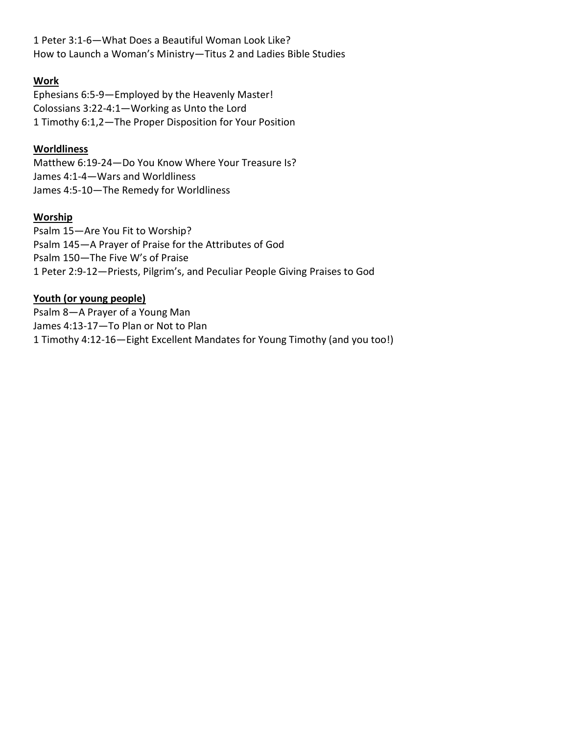1 Peter 3:1-6—What Does a Beautiful Woman Look Like?
How to Launch a Woman's Ministry—Titus 2 and Ladies Bible Studies

**<u>Work</u>**

Ephesians 6:5-9—Employed by the Heavenly Master!
Colossians 3:22-4:1—Working as Unto the Lord
1 Timothy 6:1,2—The Proper Disposition for Your Position

**<u>Worldliness</u>**

Matthew 6:19-24—Do You Know Where Your Treasure Is?
James 4:1-4—Wars and Worldliness
James 4:5-10—The Remedy for Worldliness

**<u>Worship</u>**

Psalm 15—Are You Fit to Worship?
Psalm 145—A Prayer of Praise for the Attributes of God
Psalm 150—The Five W's of Praise
1 Peter 2:9-12—Priests, Pilgrim's, and Peculiar People Giving Praises to God

**<u>Youth (or young people)</u>**

Psalm 8—A Prayer of a Young Man
James 4:13-17—To Plan or Not to Plan
1 Timothy 4:12-16—Eight Excellent Mandates for Young Timothy (and you too!)